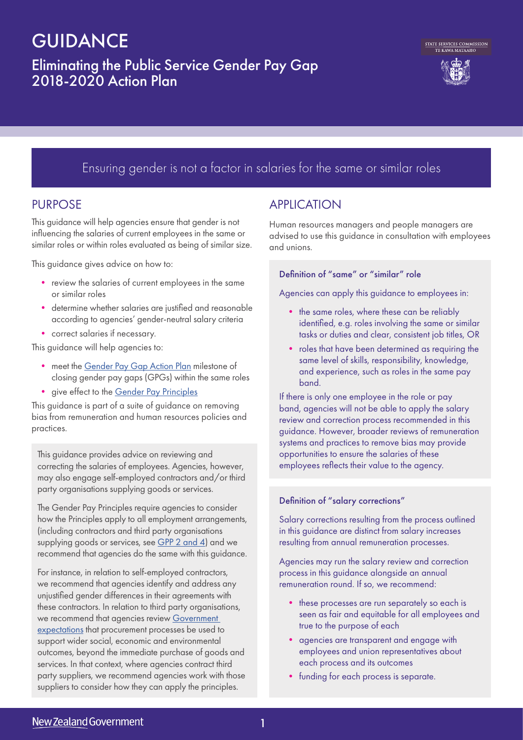# GUIDANCE

## Eliminating the Public Service Gender Pay Gap 2018-2020 Action Plan

STATE SERVICES COMMISSION
TE KAWA MATAAHO

## Ensuring gender is not a factor in salaries for the same or similar roles

### PURPOSE

This guidance will help agencies ensure that gender is not influencing the salaries of current employees in the same or similar roles or within roles evaluated as being of similar size.

This guidance gives advice on how to:

- review the salaries of current employees in the same or similar roles
- determine whether salaries are justified and reasonable according to agencies' gender-neutral salary criteria
- correct salaries if necessary.

This guidance will help agencies to:

- meet the Gender Pay Gap Action Plan milestone of closing gender pay gaps (GPGs) within the same roles
- give effect to the Gender Pay Principles

This guidance is part of a suite of guidance on removing bias from remuneration and human resources policies and practices.

This guidance provides advice on reviewing and correcting the salaries of employees. Agencies, however, may also engage self-employed contractors and/or third party organisations supplying goods or services.

The Gender Pay Principles require agencies to consider how the Principles apply to all employment arrangements, (including contractors and third party organisations supplying goods or services, see GPP 2 and 4) and we recommend that agencies do the same with this guidance.

For instance, in relation to self-employed contractors, we recommend that agencies identify and address any unjustified gender differences in their agreements with these contractors. In relation to third party organisations, we recommend that agencies review Government expectations that procurement processes be used to support wider social, economic and environmental outcomes, beyond the immediate purchase of goods and services. In that context, where agencies contract third party suppliers, we recommend agencies work with those suppliers to consider how they can apply the principles.

### APPLICATION

Human resources managers and people managers are advised to use this guidance in consultation with employees and unions.

#### Definition of "same" or "similar" role

Agencies can apply this guidance to employees in:

- the same roles, where these can be reliably identified, e.g. roles involving the same or similar tasks or duties and clear, consistent job titles, OR
- roles that have been determined as requiring the same level of skills, responsibility, knowledge, and experience, such as roles in the same pay band.

If there is only one employee in the role or pay band, agencies will not be able to apply the salary review and correction process recommended in this guidance. However, broader reviews of remuneration systems and practices to remove bias may provide opportunities to ensure the salaries of these employees reflects their value to the agency.

#### Definition of "salary corrections"

Salary corrections resulting from the process outlined in this guidance are distinct from salary increases resulting from annual remuneration processes.

Agencies may run the salary review and correction process in this guidance alongside an annual remuneration round. If so, we recommend:

- these processes are run separately so each is seen as fair and equitable for all employees and true to the purpose of each
- agencies are transparent and engage with employees and union representatives about each process and its outcomes
- funding for each process is separate.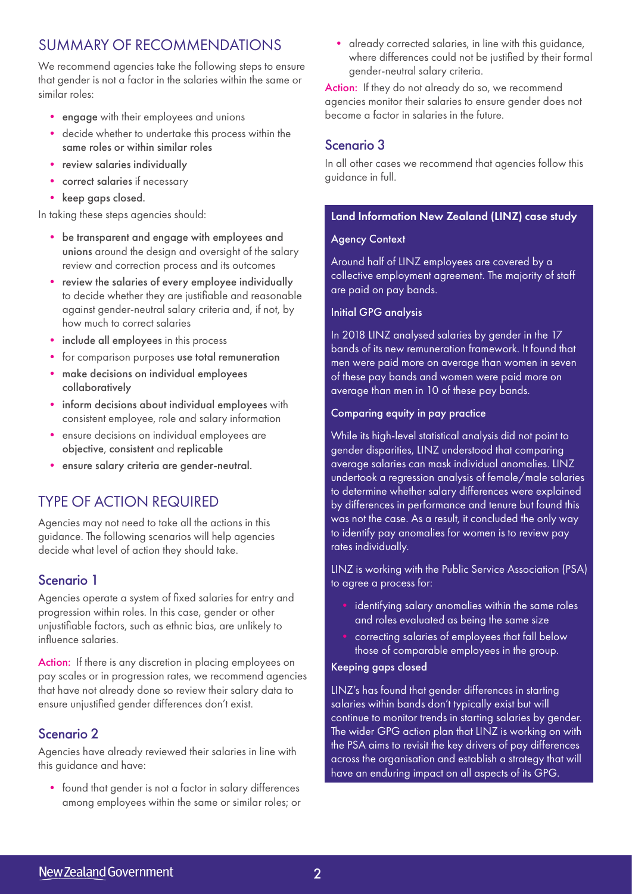## SUMMARY OF RECOMMENDATIONS

We recommend agencies take the following steps to ensure that gender is not a factor in the salaries within the same or similar roles:

- **engage** with their employees and unions
- decide whether to undertake this process within the **same roles or within similar roles**
- **review salaries individually**
- **correct salaries** if necessary
- **keep gaps closed**.

In taking these steps agencies should:

- **be transparent and engage with employees and unions** around the design and oversight of the salary review and correction process and its outcomes
- **review the salaries of every employee individually** to decide whether they are justifiable and reasonable against gender-neutral salary criteria and, if not, by how much to correct salaries
- **include all employees** in this process
- for comparison purposes **use total remuneration**
- **make decisions on individual employees collaboratively**
- **inform decisions about individual employees** with consistent employee, role and salary information
- ensure decisions on individual employees are **objective**, **consistent** and **replicable**
- **ensure salary criteria are gender-neutral.**

## TYPE OF ACTION REQUIRED

Agencies may not need to take all the actions in this guidance. The following scenarios will help agencies decide what level of action they should take.

### Scenario 1

Agencies operate a system of fixed salaries for entry and progression within roles. In this case, gender or other unjustifiable factors, such as ethnic bias, are unlikely to influence salaries.

Action: If there is any discretion in placing employees on pay scales or in progression rates, we recommend agencies that have not already done so review their salary data to ensure unjustified gender differences don't exist.

### Scenario 2

Agencies have already reviewed their salaries in line with this guidance and have:

- found that gender is not a factor in salary differences among employees within the same or similar roles; or
- already corrected salaries, in line with this guidance, where differences could not be justified by their formal gender-neutral salary criteria.

Action: If they do not already do so, we recommend agencies monitor their salaries to ensure gender does not become a factor in salaries in the future.

### Scenario 3

In all other cases we recommend that agencies follow this guidance in full.

#### Land Information New Zealand (LINZ) case study

**Agency Context**

Around half of LINZ employees are covered by a collective employment agreement. The majority of staff are paid on pay bands.

**Initial GPG analysis**

In 2018 LINZ analysed salaries by gender in the 17 bands of its new remuneration framework. It found that men were paid more on average than women in seven of these pay bands and women were paid more on average than men in 10 of these pay bands.

**Comparing equity in pay practice**

While its high-level statistical analysis did not point to gender disparities, LINZ understood that comparing average salaries can mask individual anomalies. LINZ undertook a regression analysis of female/male salaries to determine whether salary differences were explained by differences in performance and tenure but found this was not the case. As a result, it concluded the only way to identify pay anomalies for women is to review pay rates individually.

LINZ is working with the Public Service Association (PSA) to agree a process for:

- identifying salary anomalies within the same roles and roles evaluated as being the same size
- correcting salaries of employees that fall below those of comparable employees in the group.

**Keeping gaps closed**

LINZ's has found that gender differences in starting salaries within bands don't typically exist but will continue to monitor trends in starting salaries by gender. The wider GPG action plan that LINZ is working on with the PSA aims to revisit the key drivers of pay differences across the organisation and establish a strategy that will have an enduring impact on all aspects of its GPG.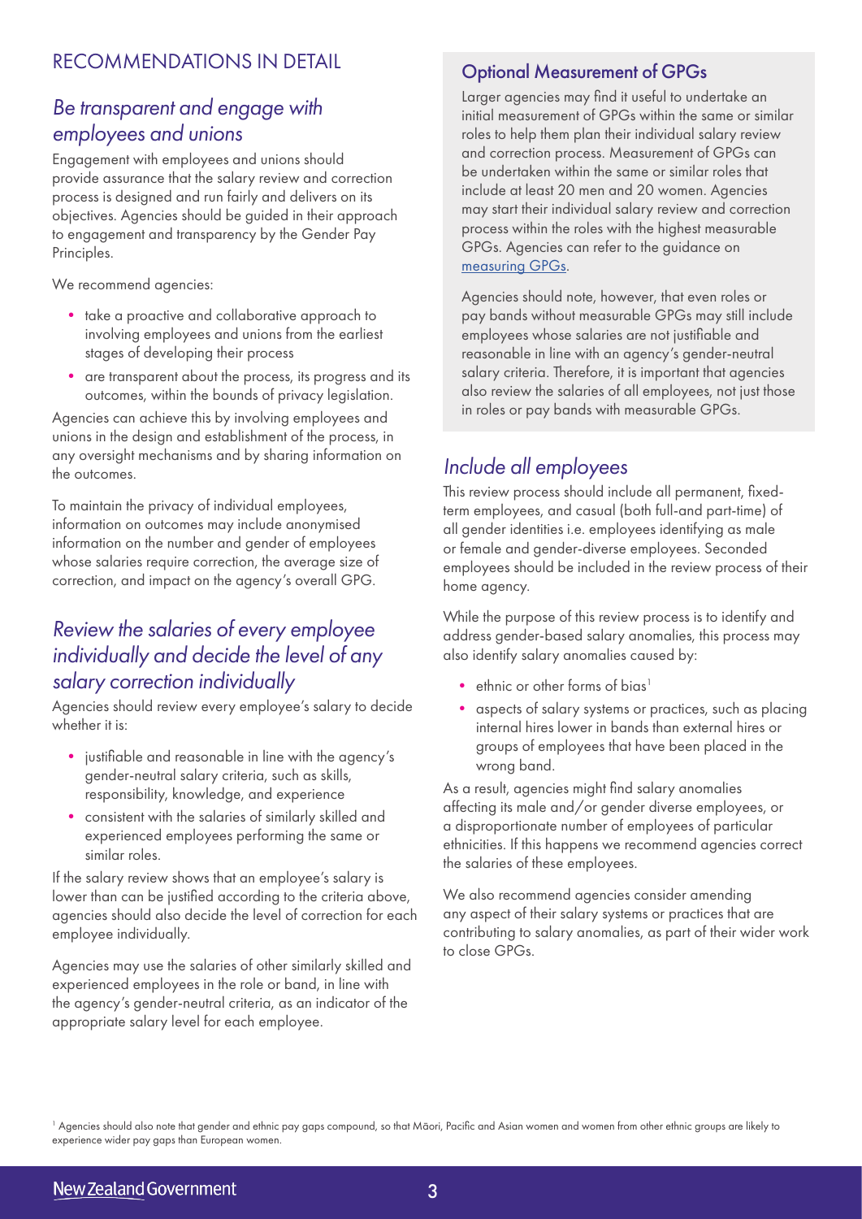## RECOMMENDATIONS IN DETAIL

### *Be transparent and engage with employees and unions*

Engagement with employees and unions should provide assurance that the salary review and correction process is designed and run fairly and delivers on its objectives. Agencies should be guided in their approach to engagement and transparency by the Gender Pay Principles.

We recommend agencies:

- take a proactive and collaborative approach to involving employees and unions from the earliest stages of developing their process
- are transparent about the process, its progress and its outcomes, within the bounds of privacy legislation.

Agencies can achieve this by involving employees and unions in the design and establishment of the process, in any oversight mechanisms and by sharing information on the outcomes.

To maintain the privacy of individual employees, information on outcomes may include anonymised information on the number and gender of employees whose salaries require correction, the average size of correction, and impact on the agency's overall GPG.

### *Review the salaries of every employee individually and decide the level of any salary correction individually*

Agencies should review every employee's salary to decide whether it is:

- justifiable and reasonable in line with the agency's gender-neutral salary criteria, such as skills, responsibility, knowledge, and experience
- consistent with the salaries of similarly skilled and experienced employees performing the same or similar roles.

If the salary review shows that an employee's salary is lower than can be justified according to the criteria above, agencies should also decide the level of correction for each employee individually.

Agencies may use the salaries of other similarly skilled and experienced employees in the role or band, in line with the agency's gender-neutral criteria, as an indicator of the appropriate salary level for each employee.

#### Optional Measurement of GPGs

Larger agencies may find it useful to undertake an initial measurement of GPGs within the same or similar roles to help them plan their individual salary review and correction process. Measurement of GPGs can be undertaken within the same or similar roles that include at least 20 men and 20 women. Agencies may start their individual salary review and correction process within the roles with the highest measurable GPGs. Agencies can refer to the guidance on measuring GPGs.

Agencies should note, however, that even roles or pay bands without measurable GPGs may still include employees whose salaries are not justifiable and reasonable in line with an agency's gender-neutral salary criteria. Therefore, it is important that agencies also review the salaries of all employees, not just those in roles or pay bands with measurable GPGs.

### *Include all employees*

This review process should include all permanent, fixed-term employees, and casual (both full-and part-time) of all gender identities i.e. employees identifying as male or female and gender-diverse employees. Seconded employees should be included in the review process of their home agency.

While the purpose of this review process is to identify and address gender-based salary anomalies, this process may also identify salary anomalies caused by:

- ethnic or other forms of bias[1]
- aspects of salary systems or practices, such as placing internal hires lower in bands than external hires or groups of employees that have been placed in the wrong band.

As a result, agencies might find salary anomalies affecting its male and/or gender diverse employees, or a disproportionate number of employees of particular ethnicities. If this happens we recommend agencies correct the salaries of these employees.

We also recommend agencies consider amending any aspect of their salary systems or practices that are contributing to salary anomalies, as part of their wider work to close GPGs.

[1] Agencies should also note that gender and ethnic pay gaps compound, so that Māori, Pacific and Asian women and women from other ethnic groups are likely to experience wider pay gaps than European women.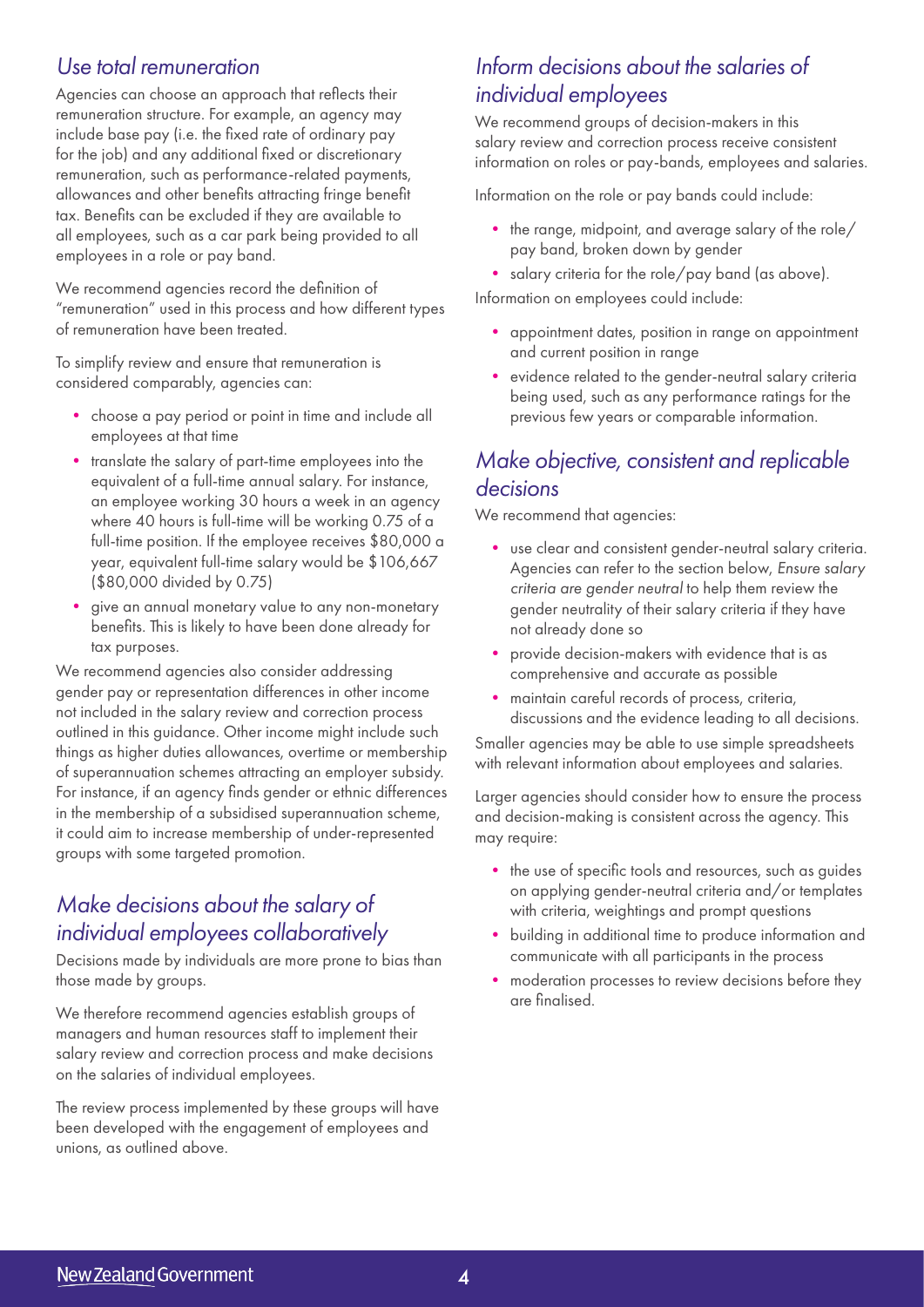## *Use total remuneration*

Agencies can choose an approach that reflects their remuneration structure. For example, an agency may include base pay (i.e. the fixed rate of ordinary pay for the job) and any additional fixed or discretionary remuneration, such as performance-related payments, allowances and other benefits attracting fringe benefit tax. Benefits can be excluded if they are available to all employees, such as a car park being provided to all employees in a role or pay band.

We recommend agencies record the definition of "remuneration" used in this process and how different types of remuneration have been treated.

To simplify review and ensure that remuneration is considered comparably, agencies can:

- choose a pay period or point in time and include all employees at that time
- translate the salary of part-time employees into the equivalent of a full-time annual salary. For instance, an employee working 30 hours a week in an agency where 40 hours is full-time will be working 0.75 of a full-time position. If the employee receives $80,000 a year, equivalent full-time salary would be $106,667 ($80,000 divided by 0.75)
- give an annual monetary value to any non-monetary benefits. This is likely to have been done already for tax purposes.

We recommend agencies also consider addressing gender pay or representation differences in other income not included in the salary review and correction process outlined in this guidance. Other income might include such things as higher duties allowances, overtime or membership of superannuation schemes attracting an employer subsidy. For instance, if an agency finds gender or ethnic differences in the membership of a subsidised superannuation scheme, it could aim to increase membership of under-represented groups with some targeted promotion.

## *Make decisions about the salary of individual employees collaboratively*

Decisions made by individuals are more prone to bias than those made by groups.

We therefore recommend agencies establish groups of managers and human resources staff to implement their salary review and correction process and make decisions on the salaries of individual employees.

The review process implemented by these groups will have been developed with the engagement of employees and unions, as outlined above.

## *Inform decisions about the salaries of individual employees*

We recommend groups of decision-makers in this salary review and correction process receive consistent information on roles or pay-bands, employees and salaries.

Information on the role or pay bands could include:

- the range, midpoint, and average salary of the role/pay band, broken down by gender
- salary criteria for the role/pay band (as above).

Information on employees could include:

- appointment dates, position in range on appointment and current position in range
- evidence related to the gender-neutral salary criteria being used, such as any performance ratings for the previous few years or comparable information.

## *Make objective, consistent and replicable decisions*

We recommend that agencies:

- use clear and consistent gender-neutral salary criteria. Agencies can refer to the section below, *Ensure salary criteria are gender neutral* to help them review the gender neutrality of their salary criteria if they have not already done so
- provide decision-makers with evidence that is as comprehensive and accurate as possible
- maintain careful records of process, criteria, discussions and the evidence leading to all decisions.

Smaller agencies may be able to use simple spreadsheets with relevant information about employees and salaries.

Larger agencies should consider how to ensure the process and decision-making is consistent across the agency. This may require:

- the use of specific tools and resources, such as guides on applying gender-neutral criteria and/or templates with criteria, weightings and prompt questions
- building in additional time to produce information and communicate with all participants in the process
- moderation processes to review decisions before they are finalised.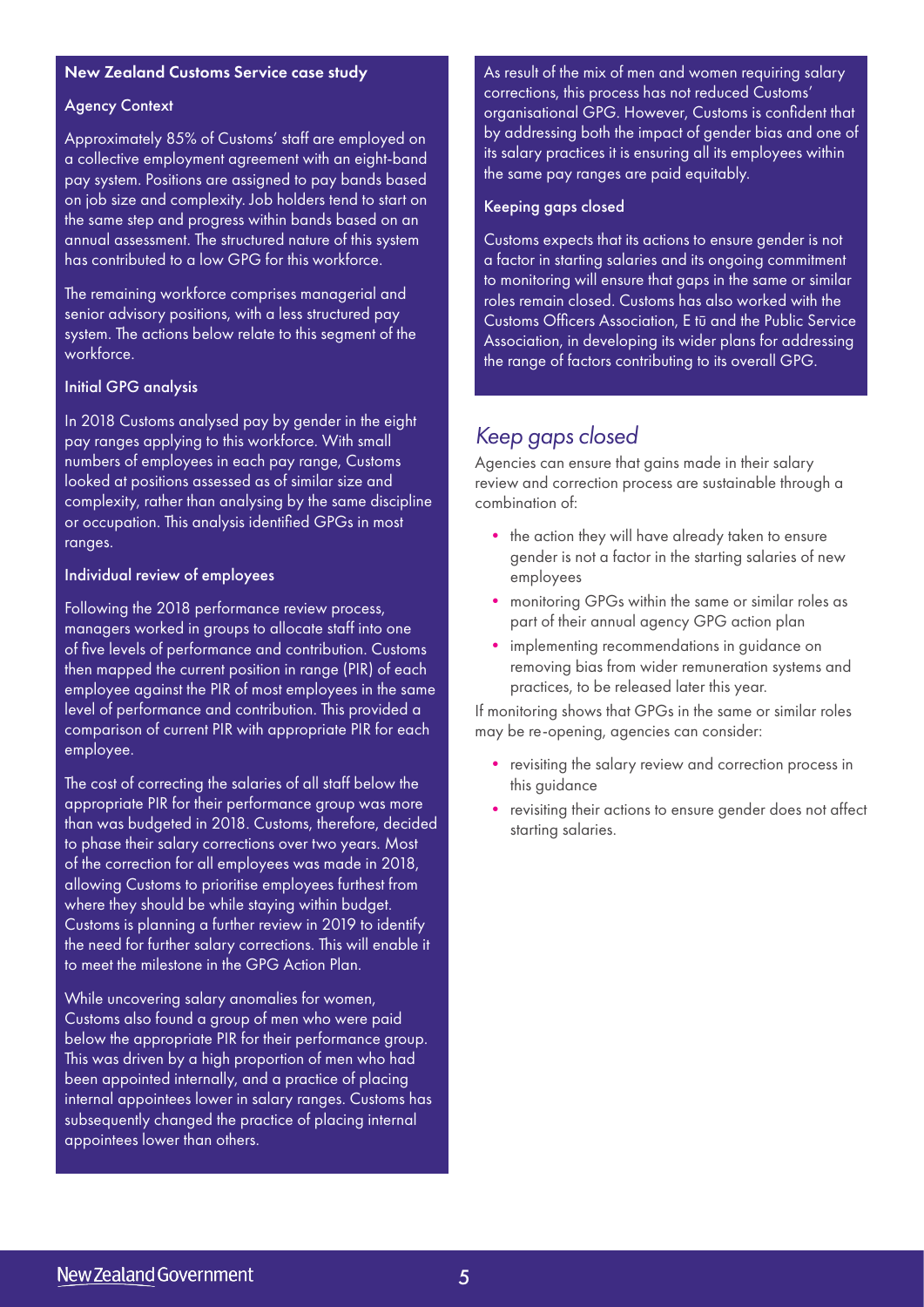### New Zealand Customs Service case study

#### Agency Context

Approximately 85% of Customs' staff are employed on a collective employment agreement with an eight-band pay system. Positions are assigned to pay bands based on job size and complexity. Job holders tend to start on the same step and progress within bands based on an annual assessment. The structured nature of this system has contributed to a low GPG for this workforce.

The remaining workforce comprises managerial and senior advisory positions, with a less structured pay system. The actions below relate to this segment of the workforce.

#### Initial GPG analysis

In 2018 Customs analysed pay by gender in the eight pay ranges applying to this workforce. With small numbers of employees in each pay range, Customs looked at positions assessed as of similar size and complexity, rather than analysing by the same discipline or occupation. This analysis identified GPGs in most ranges.

#### Individual review of employees

Following the 2018 performance review process, managers worked in groups to allocate staff into one of five levels of performance and contribution. Customs then mapped the current position in range (PIR) of each employee against the PIR of most employees in the same level of performance and contribution. This provided a comparison of current PIR with appropriate PIR for each employee.

The cost of correcting the salaries of all staff below the appropriate PIR for their performance group was more than was budgeted in 2018. Customs, therefore, decided to phase their salary corrections over two years. Most of the correction for all employees was made in 2018, allowing Customs to prioritise employees furthest from where they should be while staying within budget. Customs is planning a further review in 2019 to identify the need for further salary corrections. This will enable it to meet the milestone in the GPG Action Plan.

While uncovering salary anomalies for women, Customs also found a group of men who were paid below the appropriate PIR for their performance group. This was driven by a high proportion of men who had been appointed internally, and a practice of placing internal appointees lower in salary ranges. Customs has subsequently changed the practice of placing internal appointees lower than others.

As result of the mix of men and women requiring salary corrections, this process has not reduced Customs' organisational GPG. However, Customs is confident that by addressing both the impact of gender bias and one of its salary practices it is ensuring all its employees within the same pay ranges are paid equitably.

#### Keeping gaps closed

Customs expects that its actions to ensure gender is not a factor in starting salaries and its ongoing commitment to monitoring will ensure that gaps in the same or similar roles remain closed. Customs has also worked with the Customs Officers Association, E tū and the Public Service Association, in developing its wider plans for addressing the range of factors contributing to its overall GPG.

## *Keep gaps closed*

Agencies can ensure that gains made in their salary review and correction process are sustainable through a combination of:

- the action they will have already taken to ensure gender is not a factor in the starting salaries of new employees
- monitoring GPGs within the same or similar roles as part of their annual agency GPG action plan
- implementing recommendations in guidance on removing bias from wider remuneration systems and practices, to be released later this year.

If monitoring shows that GPGs in the same or similar roles may be re-opening, agencies can consider:

- revisiting the salary review and correction process in this guidance
- revisiting their actions to ensure gender does not affect starting salaries.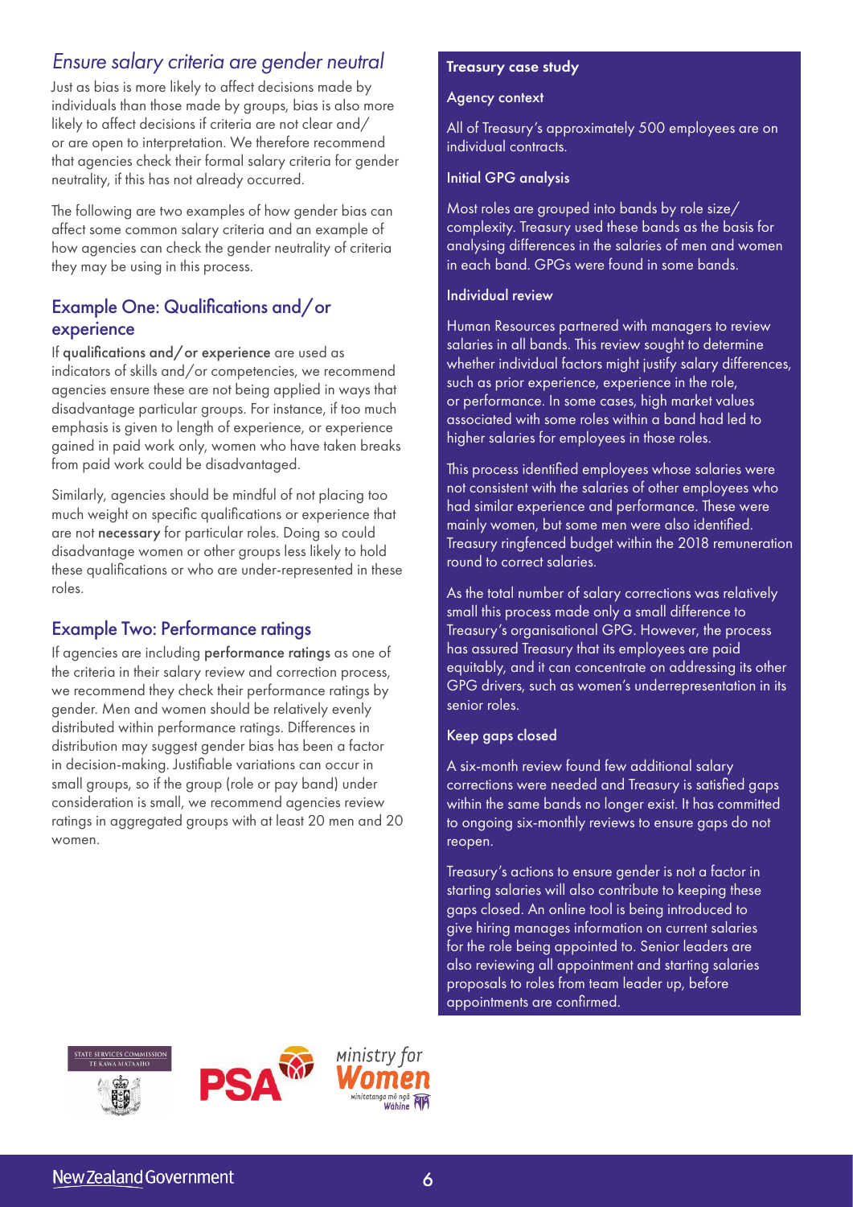## *Ensure salary criteria are gender neutral*

Just as bias is more likely to affect decisions made by individuals than those made by groups, bias is also more likely to affect decisions if criteria are not clear and/or are open to interpretation. We therefore recommend that agencies check their formal salary criteria for gender neutrality, if this has not already occurred.

The following are two examples of how gender bias can affect some common salary criteria and an example of how agencies can check the gender neutrality of criteria they may be using in this process.

### Example One: Qualifications and/or experience

If **qualifications and/or experience** are used as indicators of skills and/or competencies, we recommend agencies ensure these are not being applied in ways that disadvantage particular groups. For instance, if too much emphasis is given to length of experience, or experience gained in paid work only, women who have taken breaks from paid work could be disadvantaged.

Similarly, agencies should be mindful of not placing too much weight on specific qualifications or experience that are not **necessary** for particular roles. Doing so could disadvantage women or other groups less likely to hold these qualifications or who are under-represented in these roles.

### Example Two: Performance ratings

If agencies are including **performance ratings** as one of the criteria in their salary review and correction process, we recommend they check their performance ratings by gender. Men and women should be relatively evenly distributed within performance ratings. Differences in distribution may suggest gender bias has been a factor in decision-making. Justifiable variations can occur in small groups, so if the group (role or pay band) under consideration is small, we recommend agencies review ratings in aggregated groups with at least 20 men and 20 women.

### Treasury case study

**Agency context**

All of Treasury's approximately 500 employees are on individual contracts.

**Initial GPG analysis**

Most roles are grouped into bands by role size/complexity. Treasury used these bands as the basis for analysing differences in the salaries of men and women in each band. GPGs were found in some bands.

**Individual review**

Human Resources partnered with managers to review salaries in all bands. This review sought to determine whether individual factors might justify salary differences, such as prior experience, experience in the role, or performance. In some cases, high market values associated with some roles within a band had led to higher salaries for employees in those roles.

This process identified employees whose salaries were not consistent with the salaries of other employees who had similar experience and performance. These were mainly women, but some men were also identified. Treasury ringfenced budget within the 2018 remuneration round to correct salaries.

As the total number of salary corrections was relatively small this process made only a small difference to Treasury's organisational GPG. However, the process has assured Treasury that its employees are paid equitably, and it can concentrate on addressing its other GPG drivers, such as women's underrepresentation in its senior roles.

**Keep gaps closed**

A six-month review found few additional salary corrections were needed and Treasury is satisfied gaps within the same bands no longer exist. It has committed to ongoing six-monthly reviews to ensure gaps do not reopen.

Treasury's actions to ensure gender is not a factor in starting salaries will also contribute to keeping these gaps closed. An online tool is being introduced to give hiring manages information on current salaries for the role being appointed to. Senior leaders are also reviewing all appointment and starting salaries proposals to roles from team leader up, before appointments are confirmed.

State Services Commission Te Kawa Mataaho | PSA | Ministry for Women Minitatanga mō ngā Wāhine

New Zealand Government